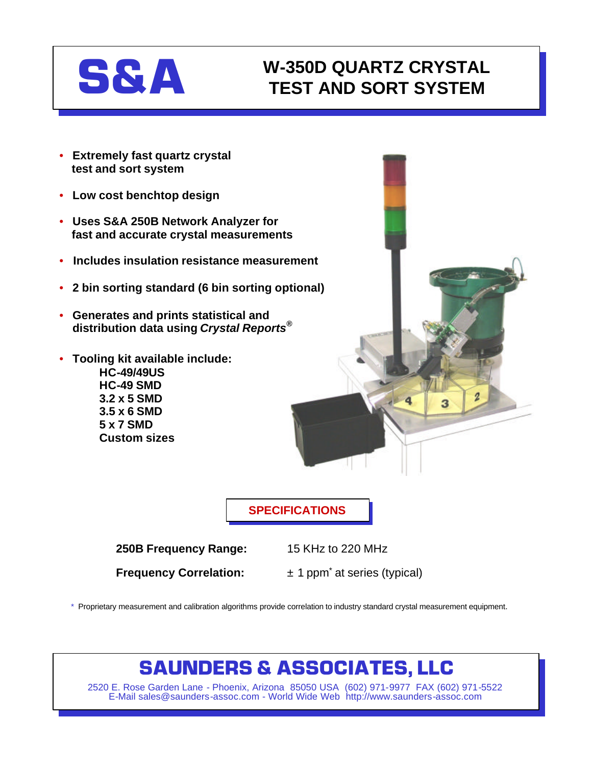# S&A

# W-350D QUARTZ CRYSTAL TEST AND SORT SYSTEM

- **Extremely fast quartz crystal test and sort system**
- **Low cost benchtop design**
- **Uses S&A 250B Network Analyzer for fast and accurate crystal measurements**
- **Includes insulation resistance measurement**
- **2 bin sorting standard (6 bin sorting optional)**
- **Generates and prints statistical and distribution data using *Crystal Reports*®**
- **Tooling kit available include:**
  - **HC-49/49US**
  - **HC-49 SMD**
  - **3.2 x 5 SMD**
  - **3.5 x 6 SMD**
  - **5 x 7 SMD**
  - **Custom sizes**

## SPECIFICATIONS

| | |
|---|---|
| **250B Frequency Range:** | 15 KHz to 220 MHz |
| **Frequency Correlation:** | ± 1 ppm* at series (typical) |

\* Proprietary measurement and calibration algorithms provide correlation to industry standard crystal measurement equipment.

## SAUNDERS & ASSOCIATES, LLC

2520 E. Rose Garden Lane - Phoenix, Arizona 85050 USA (602) 971-9977 FAX (602) 971-5522
E-Mail sales@saunders-assoc.com - World Wide Web http://www.saunders-assoc.com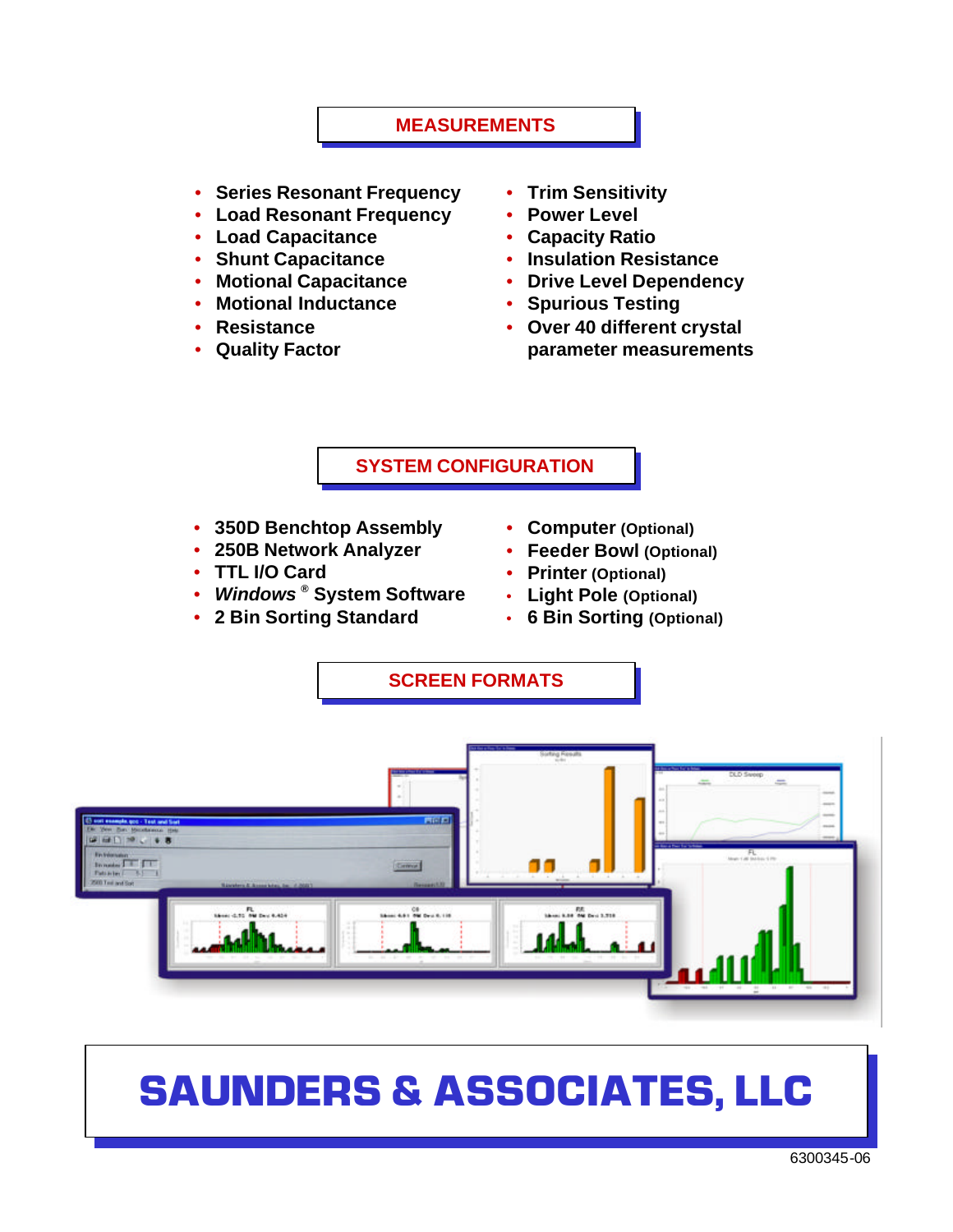## MEASUREMENTS

- Series Resonant Frequency
- Load Resonant Frequency
- Load Capacitance
- Shunt Capacitance
- Motional Capacitance
- Motional Inductance
- Resistance
- Quality Factor
- Trim Sensitivity
- Power Level
- Capacity Ratio
- Insulation Resistance
- Drive Level Dependency
- Spurious Testing
- Over 40 different crystal parameter measurements

## SYSTEM CONFIGURATION

- 350D Benchtop Assembly
- 250B Network Analyzer
- TTL I/O Card
- *Windows* ® System Software
- 2 Bin Sorting Standard
- Computer (Optional)
- Feeder Bowl (Optional)
- Printer (Optional)
- Light Pole (Optional)
- 6 Bin Sorting (Optional)

## SCREEN FORMATS

# SAUNDERS & ASSOCIATES, LLC

6300345-06